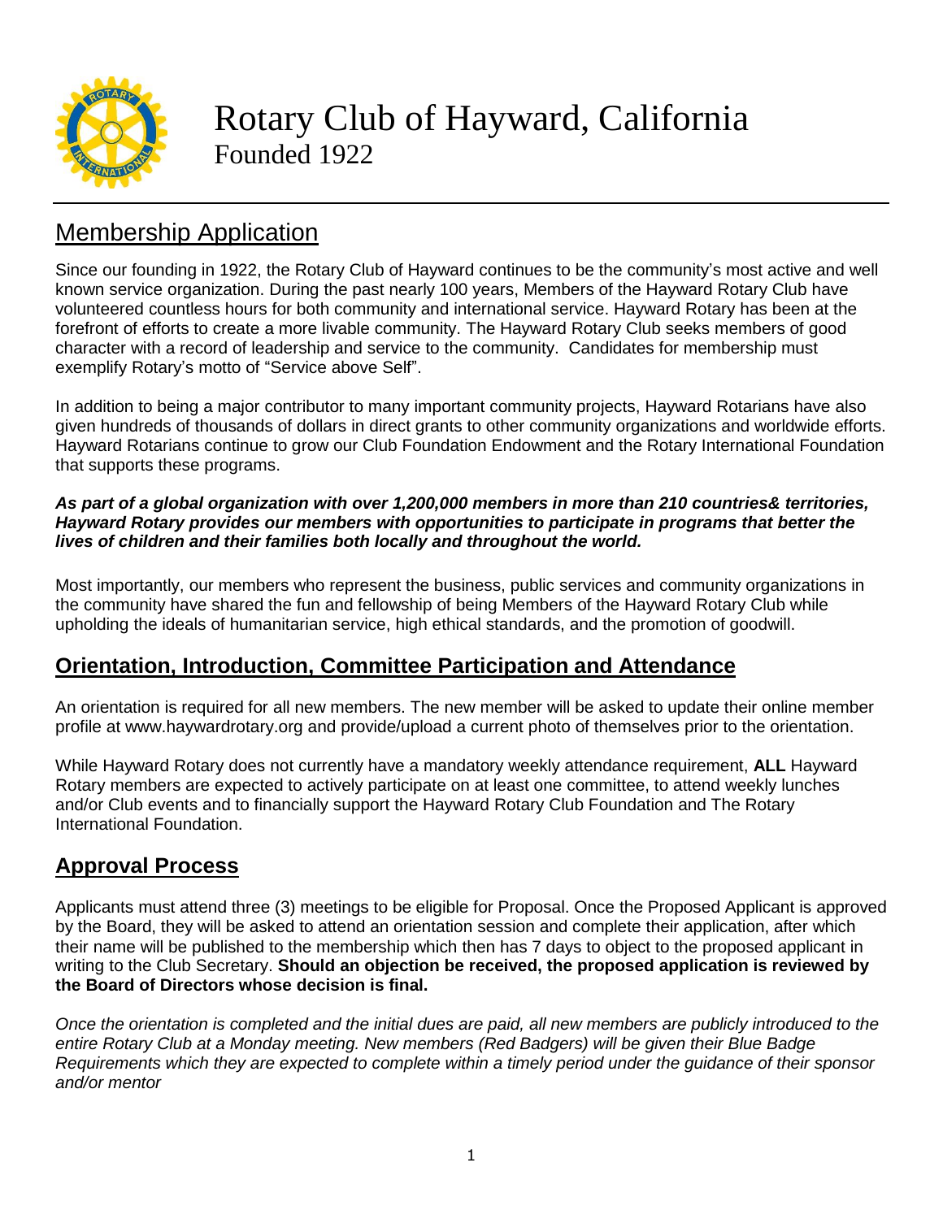# Rotary Club of Hayward, California

Founded 1922

## Membership Application

Since our founding in 1922, the Rotary Club of Hayward continues to be the community's most active and well known service organization. During the past nearly 100 years, Members of the Hayward Rotary Club have volunteered countless hours for both community and international service. Hayward Rotary has been at the forefront of efforts to create a more livable community. The Hayward Rotary Club seeks members of good character with a record of leadership and service to the community. Candidates for membership must exemplify Rotary's motto of "Service above Self".

In addition to being a major contributor to many important community projects, Hayward Rotarians have also given hundreds of thousands of dollars in direct grants to other community organizations and worldwide efforts. Hayward Rotarians continue to grow our Club Foundation Endowment and the Rotary International Foundation that supports these programs.

***As part of a global organization with over 1,200,000 members in more than 210 countries& territories, Hayward Rotary provides our members with opportunities to participate in programs that better the lives of children and their families both locally and throughout the world.***

Most importantly, our members who represent the business, public services and community organizations in the community have shared the fun and fellowship of being Members of the Hayward Rotary Club while upholding the ideals of humanitarian service, high ethical standards, and the promotion of goodwill.

## Orientation, Introduction, Committee Participation and Attendance

An orientation is required for all new members. The new member will be asked to update their online member profile at www.haywardrotary.org and provide/upload a current photo of themselves prior to the orientation.

While Hayward Rotary does not currently have a mandatory weekly attendance requirement, **ALL** Hayward Rotary members are expected to actively participate on at least one committee, to attend weekly lunches and/or Club events and to financially support the Hayward Rotary Club Foundation and The Rotary International Foundation.

## Approval Process

Applicants must attend three (3) meetings to be eligible for Proposal. Once the Proposed Applicant is approved by the Board, they will be asked to attend an orientation session and complete their application, after which their name will be published to the membership which then has 7 days to object to the proposed applicant in writing to the Club Secretary. **Should an objection be received, the proposed application is reviewed by the Board of Directors whose decision is final.**

*Once the orientation is completed and the initial dues are paid, all new members are publicly introduced to the entire Rotary Club at a Monday meeting. New members (Red Badgers) will be given their Blue Badge Requirements which they are expected to complete within a timely period under the guidance of their sponsor and/or mentor*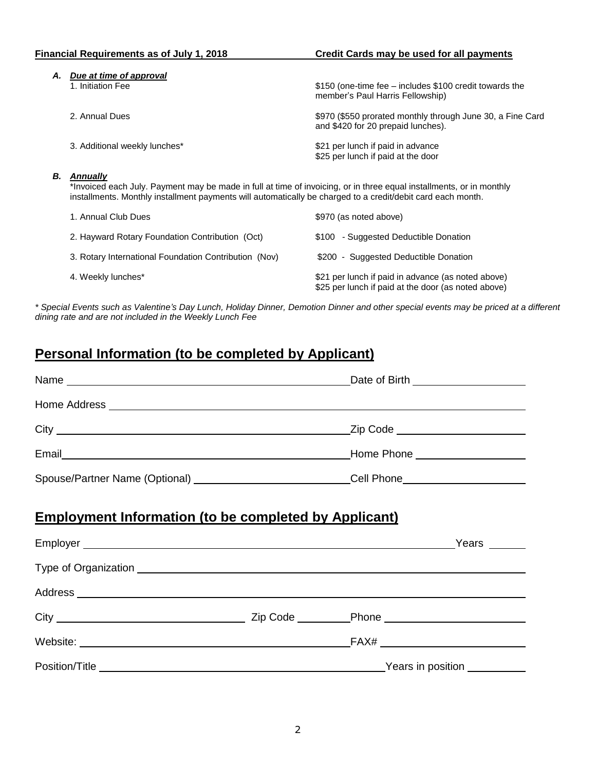**Financial Requirements as of July 1, 2018** **Credit Cards may be used for all payments**

***A. Due at time of approval***

| | |
|---|---|
| 1. Initiation Fee | $150 (one-time fee – includes $100 credit towards the member's Paul Harris Fellowship) |
| 2. Annual Dues | $970 ($550 prorated monthly through June 30, a Fine Card and $420 for 20 prepaid lunches). |
| 3. Additional weekly lunches* | $21 per lunch if paid in advance<br>$25 per lunch if paid at the door |

***B. Annually***

*Invoiced each July. Payment may be made in full at time of invoicing, or in three equal installments, or in monthly installments. Monthly installment payments will automatically be charged to a credit/debit card each month.

| | |
|---|---|
| 1. Annual Club Dues | $970 (as noted above) |
| 2. Hayward Rotary Foundation Contribution (Oct) | $100 - Suggested Deductible Donation |
| 3. Rotary International Foundation Contribution (Nov) | $200 - Suggested Deductible Donation |
| 4. Weekly lunches* | $21 per lunch if paid in advance (as noted above)<br>$25 per lunch if paid at the door (as noted above) |

*\* Special Events such as Valentine's Day Lunch, Holiday Dinner, Demotion Dinner and other special events may be priced at a different dining rate and are not included in the Weekly Lunch Fee*

## Personal Information (to be completed by Applicant)

Name ______________________________ Date of Birth ______________

Home Address ______________________________________________

City ______________________________ Zip Code ______________

Email ______________________________ Home Phone ______________

Spouse/Partner Name (Optional) ______________________ Cell Phone ______________

## Employment Information (to be completed by Applicant)

Employer ______________________________________ Years ______

Type of Organization ______________________________________

Address ______________________________________________

City ______________________ Zip Code __________ Phone ______________

Website: ______________________________ FAX# ______________

Position/Title ______________________________ Years in position __________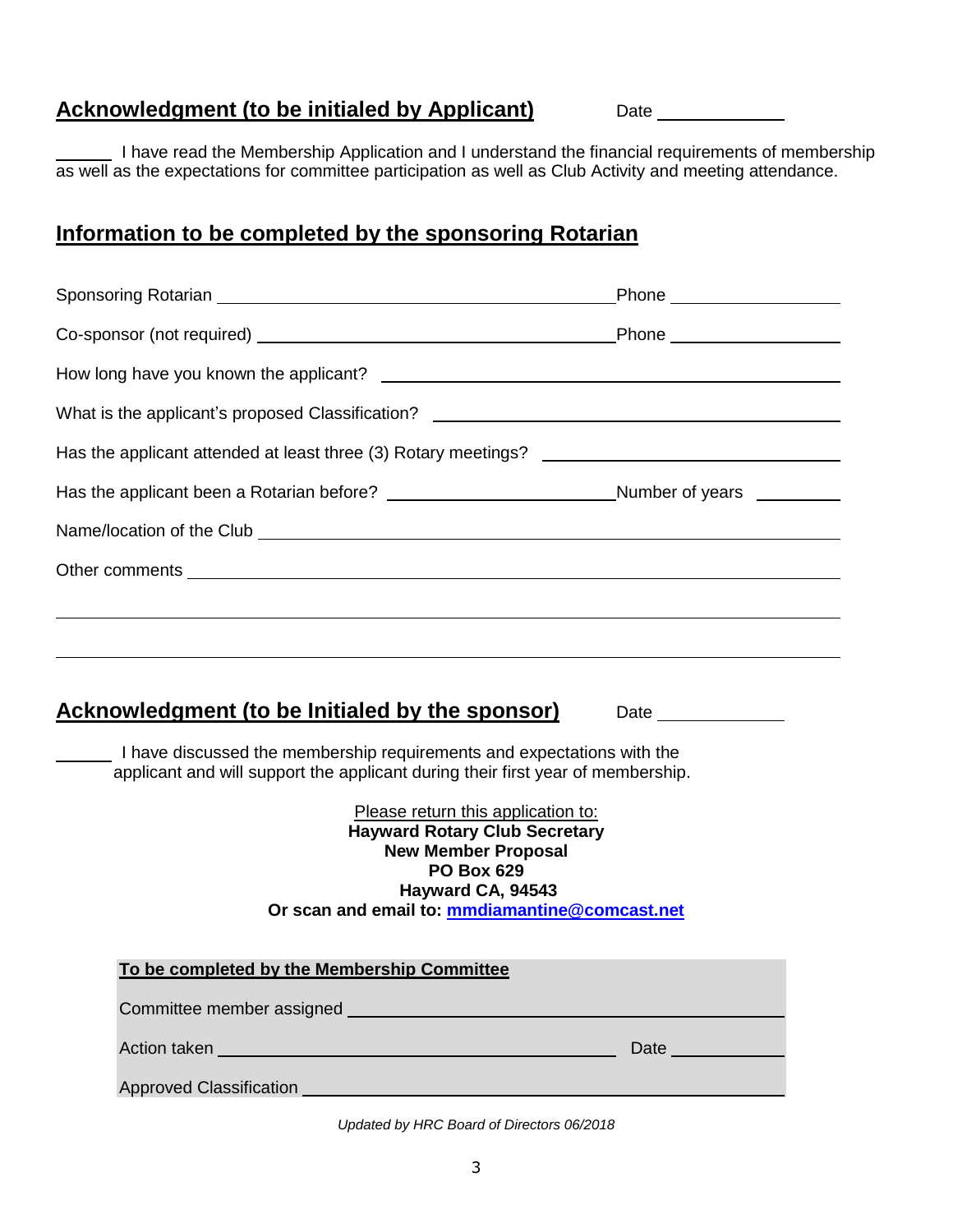## Acknowledgment (to be initialed by Applicant) Date ____________

______ I have read the Membership Application and I understand the financial requirements of membership as well as the expectations for committee participation as well as Club Activity and meeting attendance.

## Information to be completed by the sponsoring Rotarian

Sponsoring Rotarian ________________________________________ Phone ________________

Co-sponsor (not required) ___________________________________ Phone ________________

How long have you known the applicant? ____________________________________________

What is the applicant's proposed Classification? ______________________________________

Has the applicant attended at least three (3) Rotary meetings? __________________________

Has the applicant been a Rotarian before? _____________________ Number of years ________

Name/location of the Club ________________________________________________________

Other comments ________________________________________________________________

______________________________________________________________________________

______________________________________________________________________________

## Acknowledgment (to be Initialed by the sponsor) Date ____________

______ I have discussed the membership requirements and expectations with the applicant and will support the applicant during their first year of membership.

Please return this application to:
**Hayward Rotary Club Secretary**
**New Member Proposal**
**PO Box 629**
**Hayward CA, 94543**
**Or scan and email to: mmdiamantine@comcast.net**

**To be completed by the Membership Committee**

Committee member assigned ______________________________________________

Action taken ______________________________________ Date ____________

Approved Classification ________________________________________________

*Updated by HRC Board of Directors 06/2018*